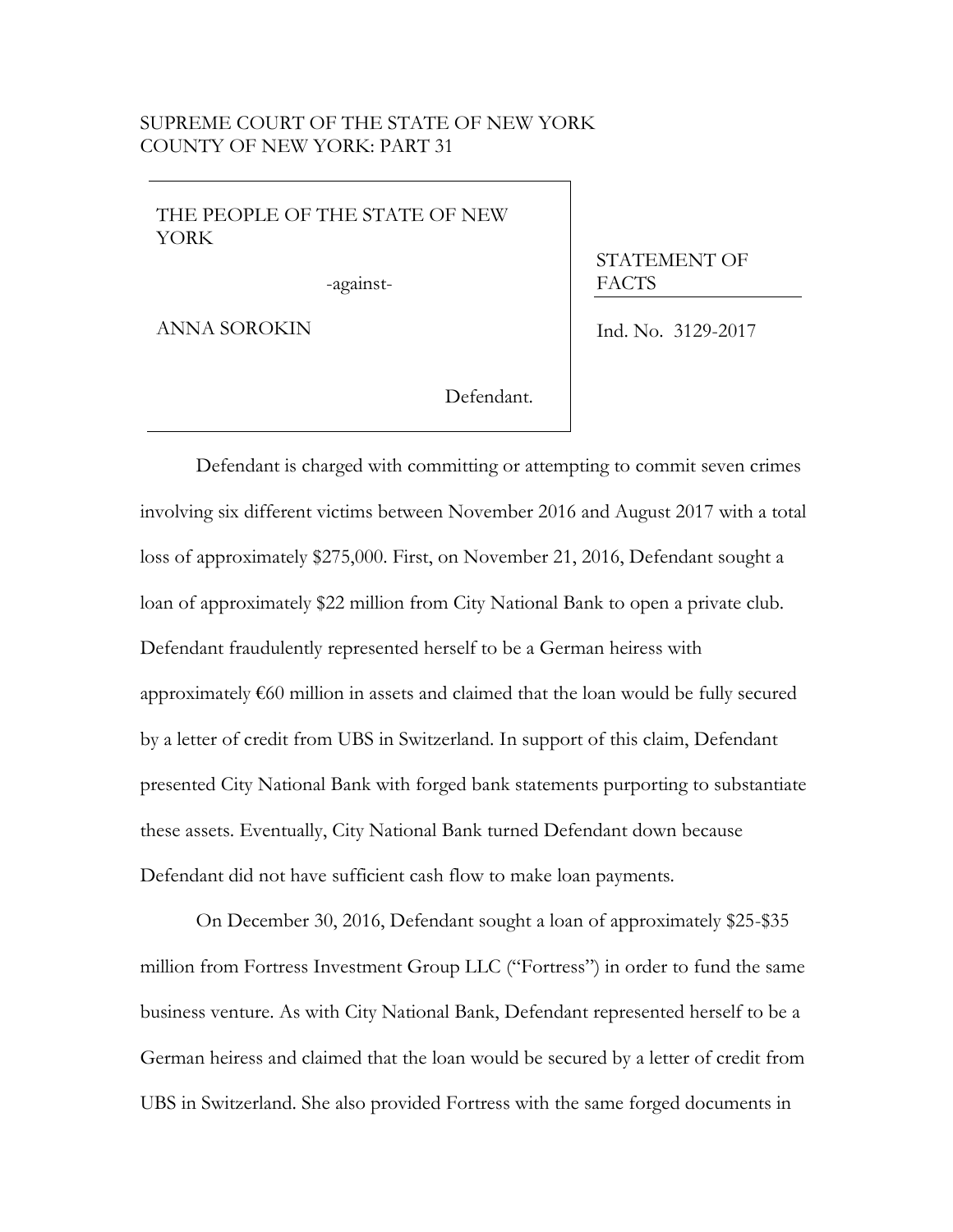SUPREME COURT OF THE STATE OF NEW YORK
COUNTY OF NEW YORK: PART 31

| THE PEOPLE OF THE STATE OF NEW YORK -against- ANNA SOROKIN Defendant. | STATEMENT OF FACTS Ind. No. 3129-2017 |
| --- | --- |

Defendant is charged with committing or attempting to commit seven crimes involving six different victims between November 2016 and August 2017 with a total loss of approximately $275,000. First, on November 21, 2016, Defendant sought a loan of approximately $22 million from City National Bank to open a private club. Defendant fraudulently represented herself to be a German heiress with approximately €60 million in assets and claimed that the loan would be fully secured by a letter of credit from UBS in Switzerland. In support of this claim, Defendant presented City National Bank with forged bank statements purporting to substantiate these assets. Eventually, City National Bank turned Defendant down because Defendant did not have sufficient cash flow to make loan payments.

On December 30, 2016, Defendant sought a loan of approximately $25-$35 million from Fortress Investment Group LLC ("Fortress") in order to fund the same business venture. As with City National Bank, Defendant represented herself to be a German heiress and claimed that the loan would be secured by a letter of credit from UBS in Switzerland. She also provided Fortress with the same forged documents in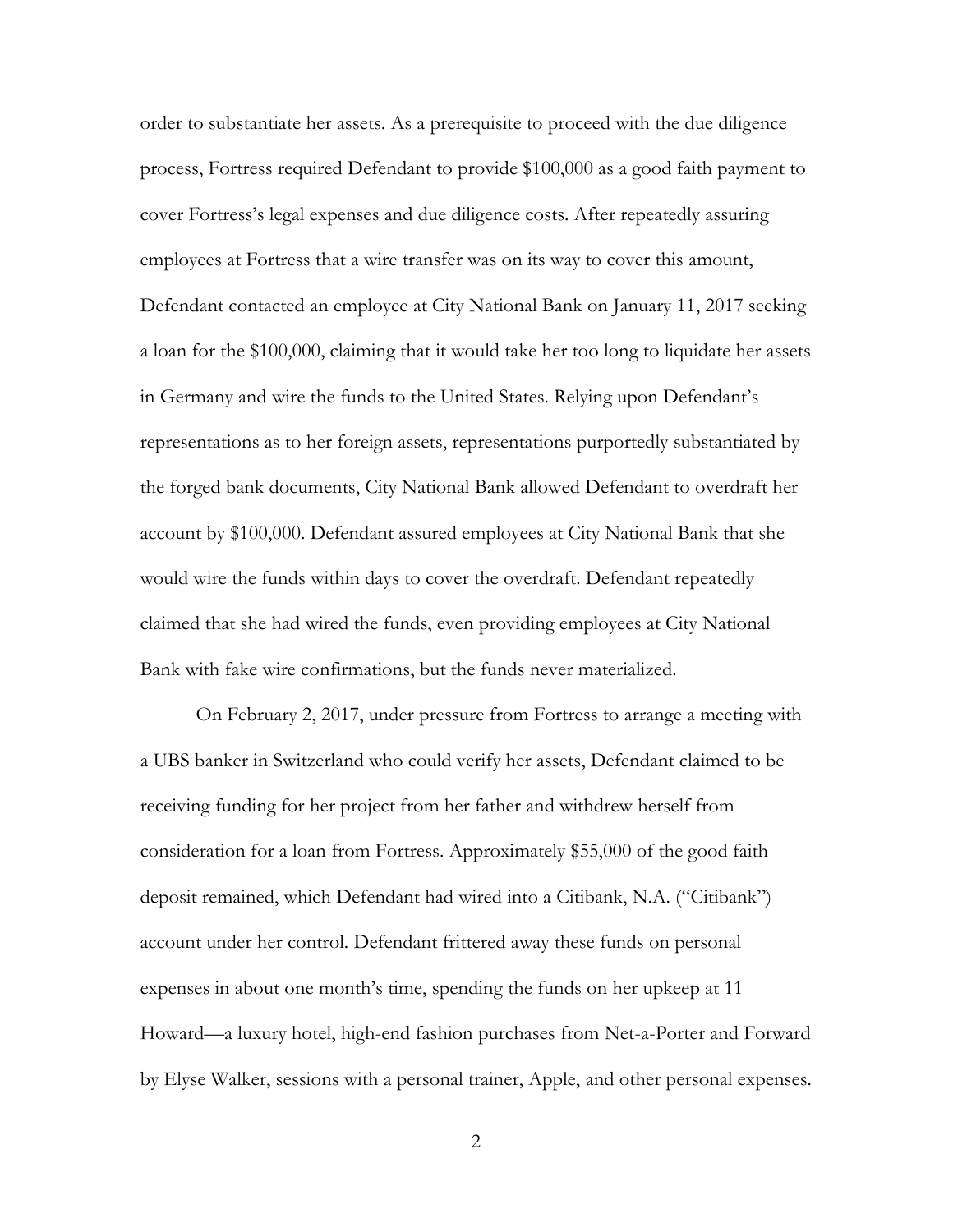order to substantiate her assets. As a prerequisite to proceed with the due diligence process, Fortress required Defendant to provide $100,000 as a good faith payment to cover Fortress's legal expenses and due diligence costs. After repeatedly assuring employees at Fortress that a wire transfer was on its way to cover this amount, Defendant contacted an employee at City National Bank on January 11, 2017 seeking a loan for the $100,000, claiming that it would take her too long to liquidate her assets in Germany and wire the funds to the United States. Relying upon Defendant's representations as to her foreign assets, representations purportedly substantiated by the forged bank documents, City National Bank allowed Defendant to overdraft her account by $100,000. Defendant assured employees at City National Bank that she would wire the funds within days to cover the overdraft. Defendant repeatedly claimed that she had wired the funds, even providing employees at City National Bank with fake wire confirmations, but the funds never materialized.

On February 2, 2017, under pressure from Fortress to arrange a meeting with a UBS banker in Switzerland who could verify her assets, Defendant claimed to be receiving funding for her project from her father and withdrew herself from consideration for a loan from Fortress. Approximately $55,000 of the good faith deposit remained, which Defendant had wired into a Citibank, N.A. ("Citibank") account under her control. Defendant frittered away these funds on personal expenses in about one month's time, spending the funds on her upkeep at 11 Howard—a luxury hotel, high-end fashion purchases from Net-a-Porter and Forward by Elyse Walker, sessions with a personal trainer, Apple, and other personal expenses.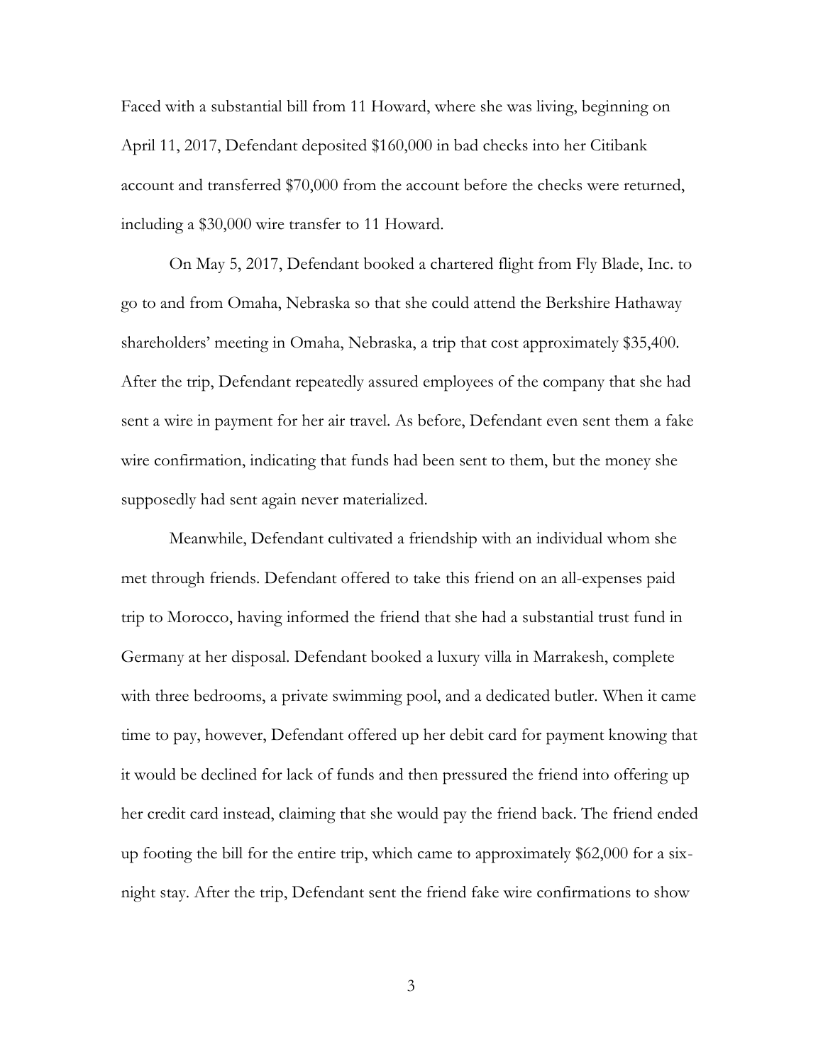Faced with a substantial bill from 11 Howard, where she was living, beginning on April 11, 2017, Defendant deposited $160,000 in bad checks into her Citibank account and transferred $70,000 from the account before the checks were returned, including a $30,000 wire transfer to 11 Howard.

On May 5, 2017, Defendant booked a chartered flight from Fly Blade, Inc. to go to and from Omaha, Nebraska so that she could attend the Berkshire Hathaway shareholders' meeting in Omaha, Nebraska, a trip that cost approximately $35,400. After the trip, Defendant repeatedly assured employees of the company that she had sent a wire in payment for her air travel. As before, Defendant even sent them a fake wire confirmation, indicating that funds had been sent to them, but the money she supposedly had sent again never materialized.

Meanwhile, Defendant cultivated a friendship with an individual whom she met through friends. Defendant offered to take this friend on an all-expenses paid trip to Morocco, having informed the friend that she had a substantial trust fund in Germany at her disposal. Defendant booked a luxury villa in Marrakesh, complete with three bedrooms, a private swimming pool, and a dedicated butler. When it came time to pay, however, Defendant offered up her debit card for payment knowing that it would be declined for lack of funds and then pressured the friend into offering up her credit card instead, claiming that she would pay the friend back. The friend ended up footing the bill for the entire trip, which came to approximately $62,000 for a six-night stay. After the trip, Defendant sent the friend fake wire confirmations to show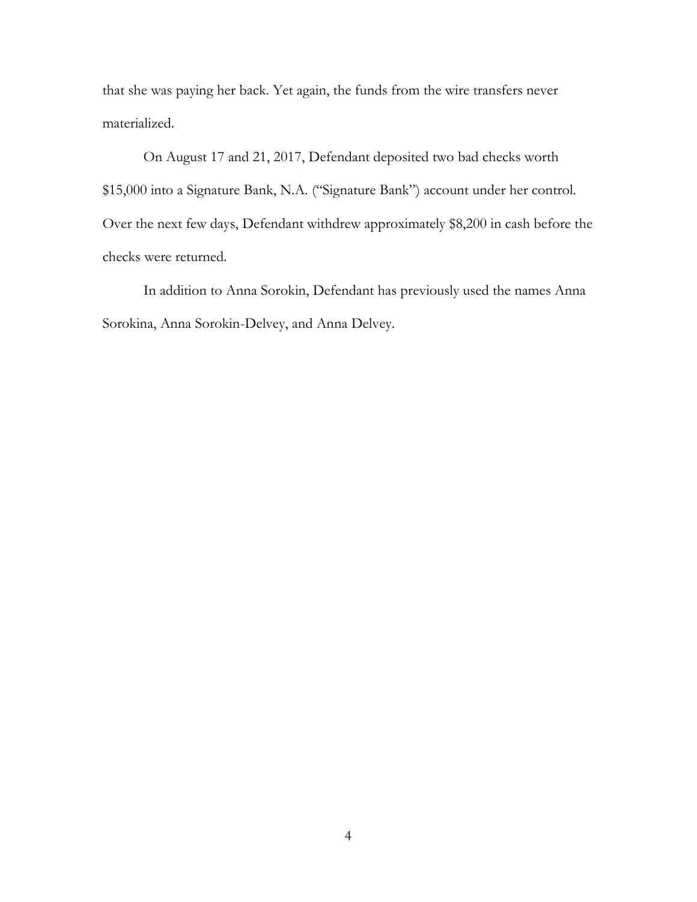that she was paying her back. Yet again, the funds from the wire transfers never materialized.

On August 17 and 21, 2017, Defendant deposited two bad checks worth $15,000 into a Signature Bank, N.A. ("Signature Bank") account under her control. Over the next few days, Defendant withdrew approximately $8,200 in cash before the checks were returned.

In addition to Anna Sorokin, Defendant has previously used the names Anna Sorokina, Anna Sorokin-Delvey, and Anna Delvey.